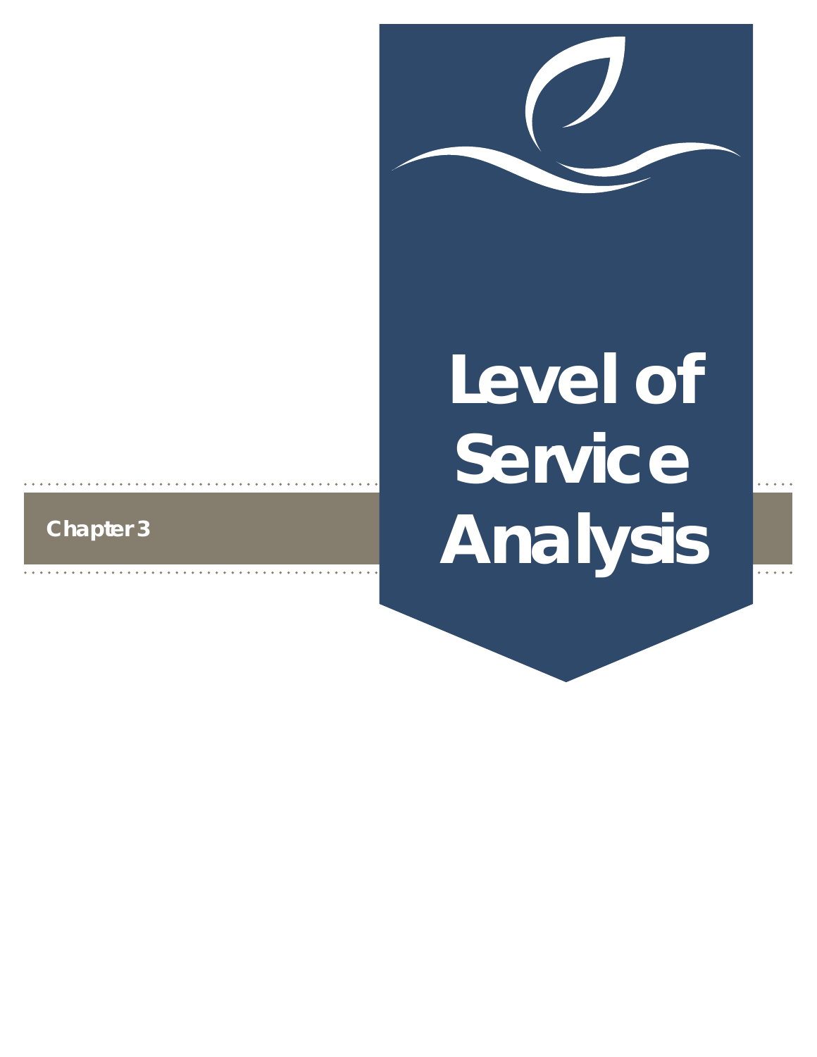Chapter 3

# Level of Service Analysis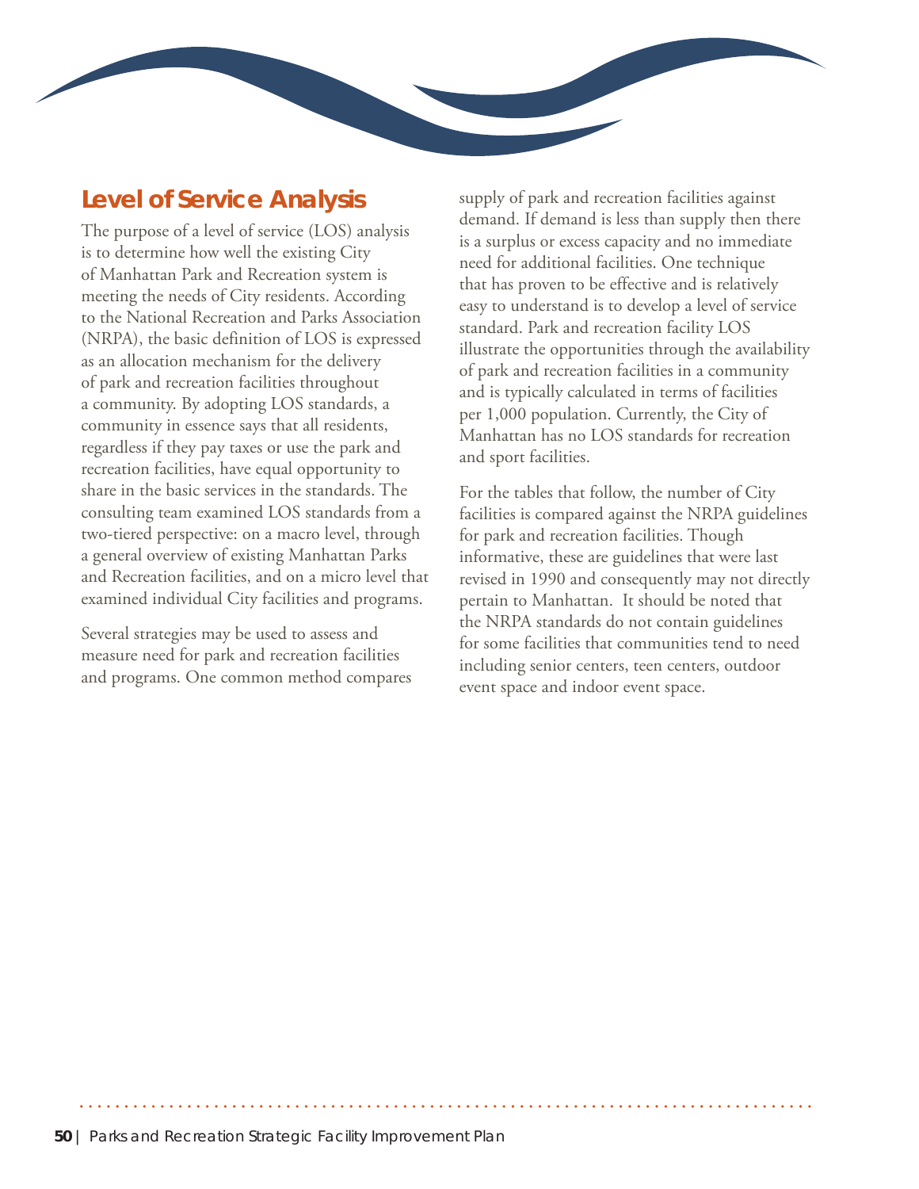## Level of Service Analysis

The purpose of a level of service (LOS) analysis is to determine how well the existing City of Manhattan Park and Recreation system is meeting the needs of City residents. According to the National Recreation and Parks Association (NRPA), the basic definition of LOS is expressed as an allocation mechanism for the delivery of park and recreation facilities throughout a community. By adopting LOS standards, a community in essence says that all residents, regardless if they pay taxes or use the park and recreation facilities, have equal opportunity to share in the basic services in the standards. The consulting team examined LOS standards from a two-tiered perspective: on a macro level, through a general overview of existing Manhattan Parks and Recreation facilities, and on a micro level that examined individual City facilities and programs.

Several strategies may be used to assess and measure need for park and recreation facilities and programs. One common method compares supply of park and recreation facilities against demand. If demand is less than supply then there is a surplus or excess capacity and no immediate need for additional facilities. One technique that has proven to be effective and is relatively easy to understand is to develop a level of service standard. Park and recreation facility LOS illustrate the opportunities through the availability of park and recreation facilities in a community and is typically calculated in terms of facilities per 1,000 population. Currently, the City of Manhattan has no LOS standards for recreation and sport facilities.

For the tables that follow, the number of City facilities is compared against the NRPA guidelines for park and recreation facilities. Though informative, these are guidelines that were last revised in 1990 and consequently may not directly pertain to Manhattan. It should be noted that the NRPA standards do not contain guidelines for some facilities that communities tend to need including senior centers, teen centers, outdoor event space and indoor event space.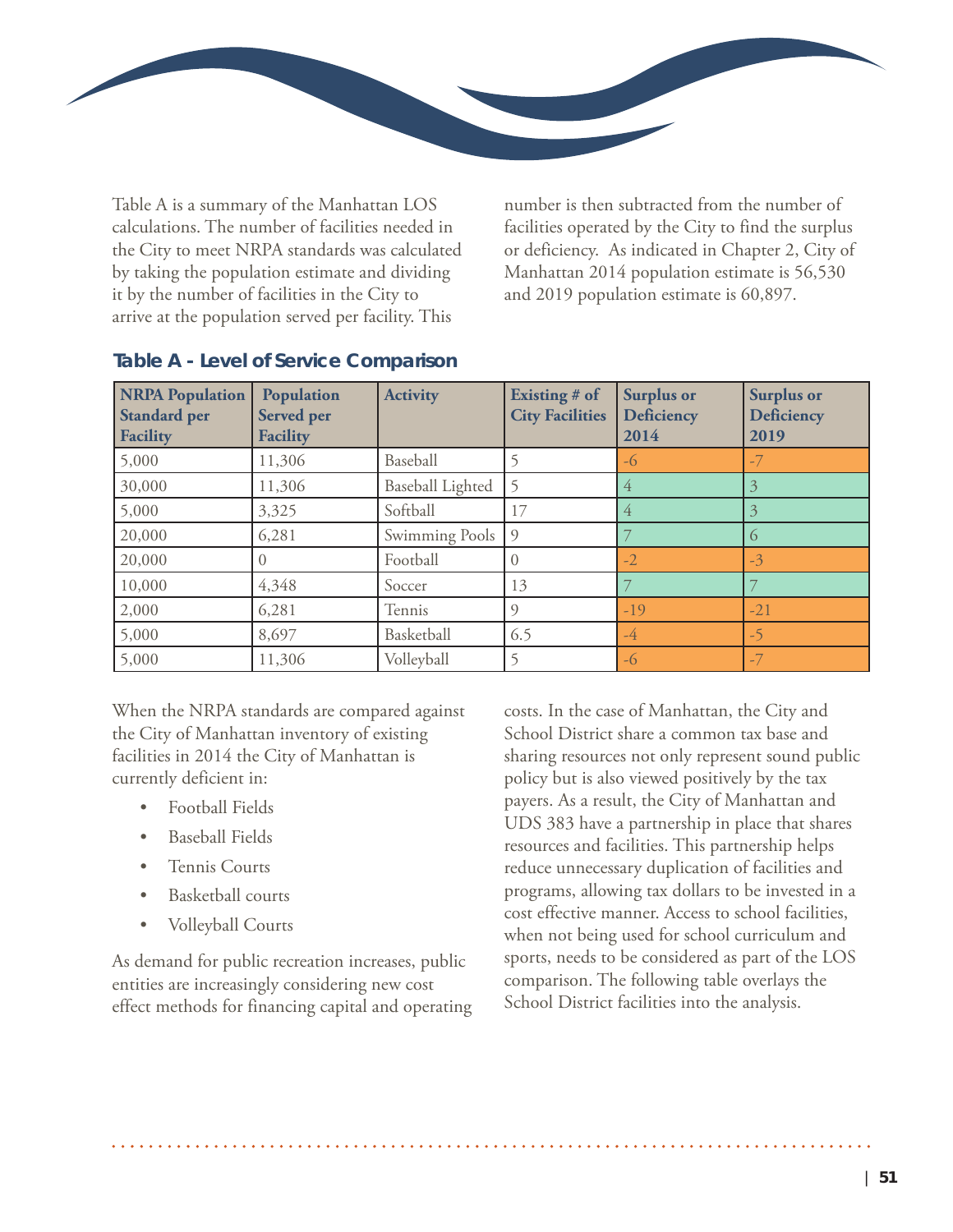Table A is a summary of the Manhattan LOS calculations. The number of facilities needed in the City to meet NRPA standards was calculated by taking the population estimate and dividing it by the number of facilities in the City to arrive at the population served per facility. This number is then subtracted from the number of facilities operated by the City to find the surplus or deficiency. As indicated in Chapter 2, City of Manhattan 2014 population estimate is 56,530 and 2019 population estimate is 60,897.

### Table A - Level of Service Comparison

| NRPA Population Standard per Facility | Population Served per Facility | Activity | Existing # of City Facilities | Surplus or Deficiency 2014 | Surplus or Deficiency 2019 |
|---|---|---|---|---|---|
| 5,000 | 11,306 | Baseball | 5 | -6 | -7 |
| 30,000 | 11,306 | Baseball Lighted | 5 | 4 | 3 |
| 5,000 | 3,325 | Softball | 17 | 4 | 3 |
| 20,000 | 6,281 | Swimming Pools | 9 | 7 | 6 |
| 20,000 | 0 | Football | 0 | -2 | -3 |
| 10,000 | 4,348 | Soccer | 13 | 7 | 7 |
| 2,000 | 6,281 | Tennis | 9 | -19 | -21 |
| 5,000 | 8,697 | Basketball | 6.5 | -4 | -5 |
| 5,000 | 11,306 | Volleyball | 5 | -6 | -7 |

When the NRPA standards are compared against the City of Manhattan inventory of existing facilities in 2014 the City of Manhattan is currently deficient in:

- Football Fields
- Baseball Fields
- Tennis Courts
- Basketball courts
- Volleyball Courts

As demand for public recreation increases, public entities are increasingly considering new cost effect methods for financing capital and operating costs. In the case of Manhattan, the City and School District share a common tax base and sharing resources not only represent sound public policy but is also viewed positively by the tax payers. As a result, the City of Manhattan and UDS 383 have a partnership in place that shares resources and facilities. This partnership helps reduce unnecessary duplication of facilities and programs, allowing tax dollars to be invested in a cost effective manner. Access to school facilities, when not being used for school curriculum and sports, needs to be considered as part of the LOS comparison. The following table overlays the School District facilities into the analysis.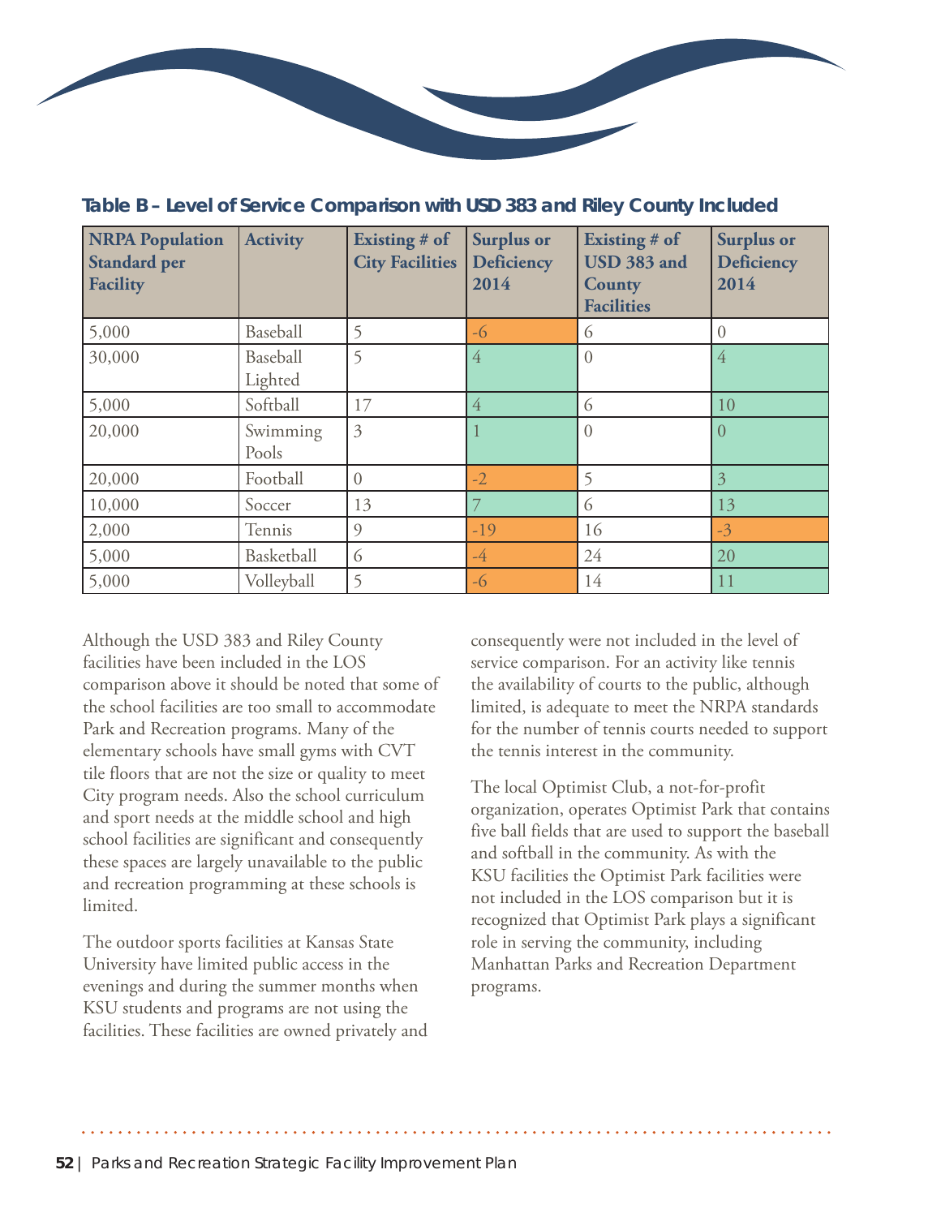### Table B – Level of Service Comparison with USD 383 and Riley County Included

| NRPA Population Standard per Facility | Activity | Existing # of City Facilities | Surplus or Deficiency 2014 | Existing # of USD 383 and County Facilities | Surplus or Deficiency 2014 |
|---|---|---|---|---|---|
| 5,000 | Baseball | 5 | -6 | 6 | 0 |
| 30,000 | Baseball Lighted | 5 | 4 | 0 | 4 |
| 5,000 | Softball | 17 | 4 | 6 | 10 |
| 20,000 | Swimming Pools | 3 | 1 | 0 | 0 |
| 20,000 | Football | 0 | -2 | 5 | 3 |
| 10,000 | Soccer | 13 | 7 | 6 | 13 |
| 2,000 | Tennis | 9 | -19 | 16 | -3 |
| 5,000 | Basketball | 6 | -4 | 24 | 20 |
| 5,000 | Volleyball | 5 | -6 | 14 | 11 |

Although the USD 383 and Riley County facilities have been included in the LOS comparison above it should be noted that some of the school facilities are too small to accommodate Park and Recreation programs. Many of the elementary schools have small gyms with CVT tile floors that are not the size or quality to meet City program needs. Also the school curriculum and sport needs at the middle school and high school facilities are significant and consequently these spaces are largely unavailable to the public and recreation programming at these schools is limited.

The outdoor sports facilities at Kansas State University have limited public access in the evenings and during the summer months when KSU students and programs are not using the facilities. These facilities are owned privately and consequently were not included in the level of service comparison. For an activity like tennis the availability of courts to the public, although limited, is adequate to meet the NRPA standards for the number of tennis courts needed to support the tennis interest in the community.

The local Optimist Club, a not-for-profit organization, operates Optimist Park that contains five ball fields that are used to support the baseball and softball in the community. As with the KSU facilities the Optimist Park facilities were not included in the LOS comparison but it is recognized that Optimist Park plays a significant role in serving the community, including Manhattan Parks and Recreation Department programs.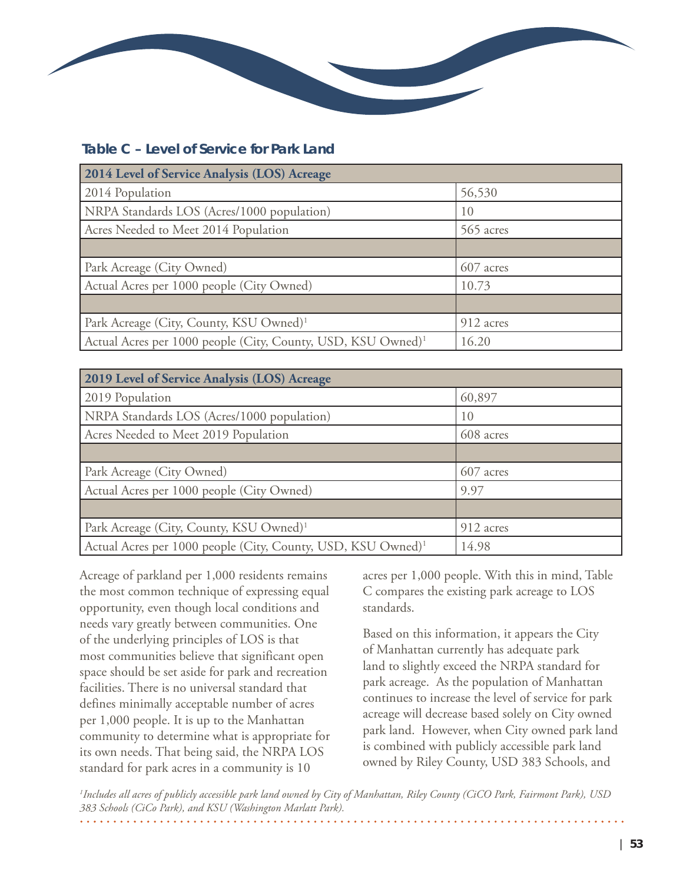### Table C – Level of Service for Park Land

| 2014 Level of Service Analysis (LOS) Acreage | |
|---|---|
| 2014 Population | 56,530 |
| NRPA Standards LOS (Acres/1000 population) | 10 |
| Acres Needed to Meet 2014 Population | 565 acres |
| | |
| Park Acreage (City Owned) | 607 acres |
| Actual Acres per 1000 people (City Owned) | 10.73 |
| | |
| Park Acreage (City, County, KSU Owned)[1] | 912 acres |
| Actual Acres per 1000 people (City, County, USD, KSU Owned)[1] | 16.20 |

| 2019 Level of Service Analysis (LOS) Acreage | |
|---|---|
| 2019 Population | 60,897 |
| NRPA Standards LOS (Acres/1000 population) | 10 |
| Acres Needed to Meet 2019 Population | 608 acres |
| | |
| Park Acreage (City Owned) | 607 acres |
| Actual Acres per 1000 people (City Owned) | 9.97 |
| | |
| Park Acreage (City, County, KSU Owned)[1] | 912 acres |
| Actual Acres per 1000 people (City, County, USD, KSU Owned)[1] | 14.98 |

Acreage of parkland per 1,000 residents remains the most common technique of expressing equal opportunity, even though local conditions and needs vary greatly between communities. One of the underlying principles of LOS is that most communities believe that significant open space should be set aside for park and recreation facilities. There is no universal standard that defines minimally acceptable number of acres per 1,000 people. It is up to the Manhattan community to determine what is appropriate for its own needs. That being said, the NRPA LOS standard for park acres in a community is 10 acres per 1,000 people. With this in mind, Table C compares the existing park acreage to LOS standards.

Based on this information, it appears the City of Manhattan currently has adequate park land to slightly exceed the NRPA standard for park acreage. As the population of Manhattan continues to increase the level of service for park acreage will decrease based solely on City owned park land. However, when City owned park land is combined with publicly accessible park land owned by Riley County, USD 383 Schools, and

*[1]Includes all acres of publicly accessible park land owned by City of Manhattan, Riley County (CiCO Park, Fairmont Park), USD 383 Schools (CiCo Park), and KSU (Washington Marlatt Park).*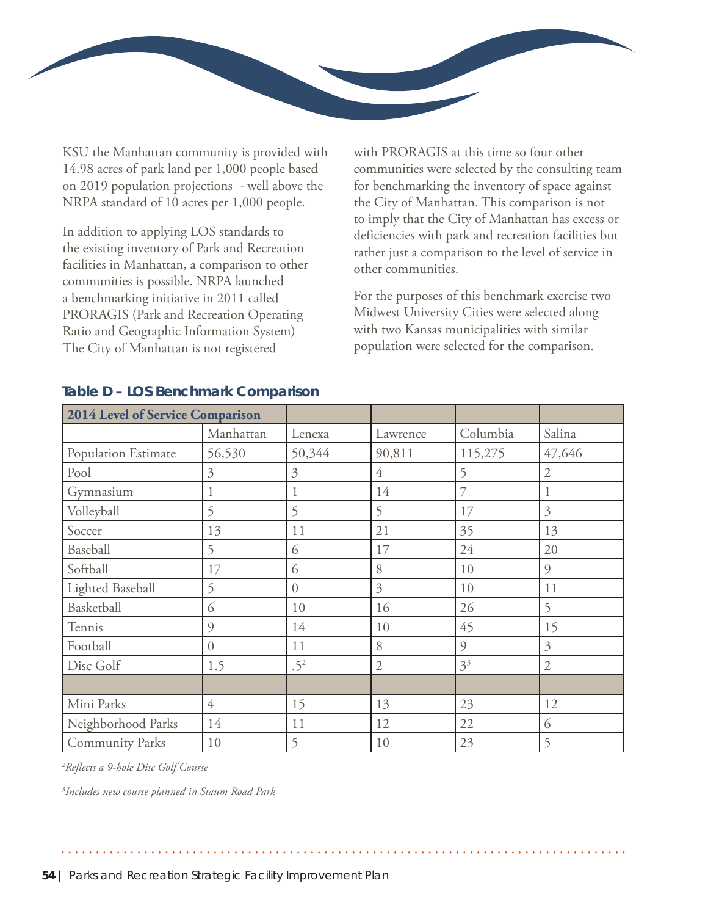KSU the Manhattan community is provided with 14.98 acres of park land per 1,000 people based on 2019 population projections - well above the NRPA standard of 10 acres per 1,000 people.

In addition to applying LOS standards to the existing inventory of Park and Recreation facilities in Manhattan, a comparison to other communities is possible. NRPA launched a benchmarking initiative in 2011 called PRORAGIS (Park and Recreation Operating Ratio and Geographic Information System) The City of Manhattan is not registered with PRORAGIS at this time so four other communities were selected by the consulting team for benchmarking the inventory of space against the City of Manhattan. This comparison is not to imply that the City of Manhattan has excess or deficiencies with park and recreation facilities but rather just a comparison to the level of service in other communities.

For the purposes of this benchmark exercise two Midwest University Cities were selected along with two Kansas municipalities with similar population were selected for the comparison.

### Table D – LOS Benchmark Comparison

| **2014 Level of Service Comparison** | | | | | |
|---|---|---|---|---|---|
| | Manhattan | Lenexa | Lawrence | Columbia | Salina |
| Population Estimate | 56,530 | 50,344 | 90,811 | 115,275 | 47,646 |
| Pool | 3 | 3 | 4 | 5 | 2 |
| Gymnasium | 1 | 1 | 14 | 7 | 1 |
| Volleyball | 5 | 5 | 5 | 17 | 3 |
| Soccer | 13 | 11 | 21 | 35 | 13 |
| Baseball | 5 | 6 | 17 | 24 | 20 |
| Softball | 17 | 6 | 8 | 10 | 9 |
| Lighted Baseball | 5 | 0 | 3 | 10 | 11 |
| Basketball | 6 | 10 | 16 | 26 | 5 |
| Tennis | 9 | 14 | 10 | 45 | 15 |
| Football | 0 | 11 | 8 | 9 | 3 |
| Disc Golf | 1.5 | .5[2] | 2 | 3[3] | 2 |
| | | | | | |
| Mini Parks | 4 | 15 | 13 | 23 | 12 |
| Neighborhood Parks | 14 | 11 | 12 | 22 | 6 |
| Community Parks | 10 | 5 | 10 | 23 | 5 |

*[2]Reflects a 9-hole Disc Golf Course*

*[3]Includes new course planned in Staum Road Park*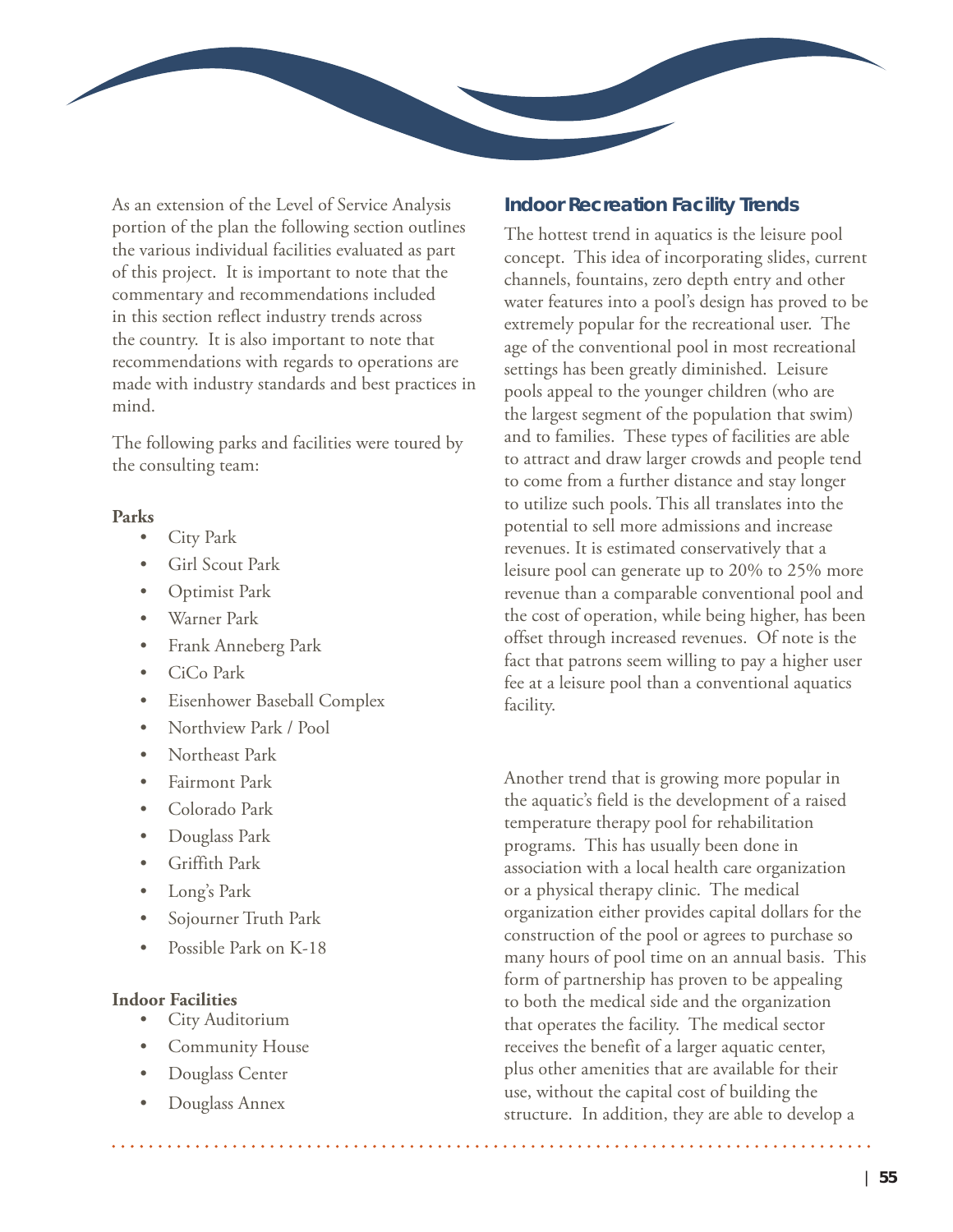As an extension of the Level of Service Analysis portion of the plan the following section outlines the various individual facilities evaluated as part of this project. It is important to note that the commentary and recommendations included in this section reflect industry trends across the country. It is also important to note that recommendations with regards to operations are made with industry standards and best practices in mind.

The following parks and facilities were toured by the consulting team:

**Parks**

- City Park
- Girl Scout Park
- Optimist Park
- Warner Park
- Frank Anneberg Park
- CiCo Park
- Eisenhower Baseball Complex
- Northview Park / Pool
- Northeast Park
- Fairmont Park
- Colorado Park
- Douglass Park
- Griffith Park
- Long's Park
- Sojourner Truth Park
- Possible Park on K-18

**Indoor Facilities**

- City Auditorium
- Community House
- Douglass Center
- Douglass Annex

## Indoor Recreation Facility Trends

The hottest trend in aquatics is the leisure pool concept. This idea of incorporating slides, current channels, fountains, zero depth entry and other water features into a pool's design has proved to be extremely popular for the recreational user. The age of the conventional pool in most recreational settings has been greatly diminished. Leisure pools appeal to the younger children (who are the largest segment of the population that swim) and to families. These types of facilities are able to attract and draw larger crowds and people tend to come from a further distance and stay longer to utilize such pools. This all translates into the potential to sell more admissions and increase revenues. It is estimated conservatively that a leisure pool can generate up to 20% to 25% more revenue than a comparable conventional pool and the cost of operation, while being higher, has been offset through increased revenues. Of note is the fact that patrons seem willing to pay a higher user fee at a leisure pool than a conventional aquatics facility.

Another trend that is growing more popular in the aquatic's field is the development of a raised temperature therapy pool for rehabilitation programs. This has usually been done in association with a local health care organization or a physical therapy clinic. The medical organization either provides capital dollars for the construction of the pool or agrees to purchase so many hours of pool time on an annual basis. This form of partnership has proven to be appealing to both the medical side and the organization that operates the facility. The medical sector receives the benefit of a larger aquatic center, plus other amenities that are available for their use, without the capital cost of building the structure. In addition, they are able to develop a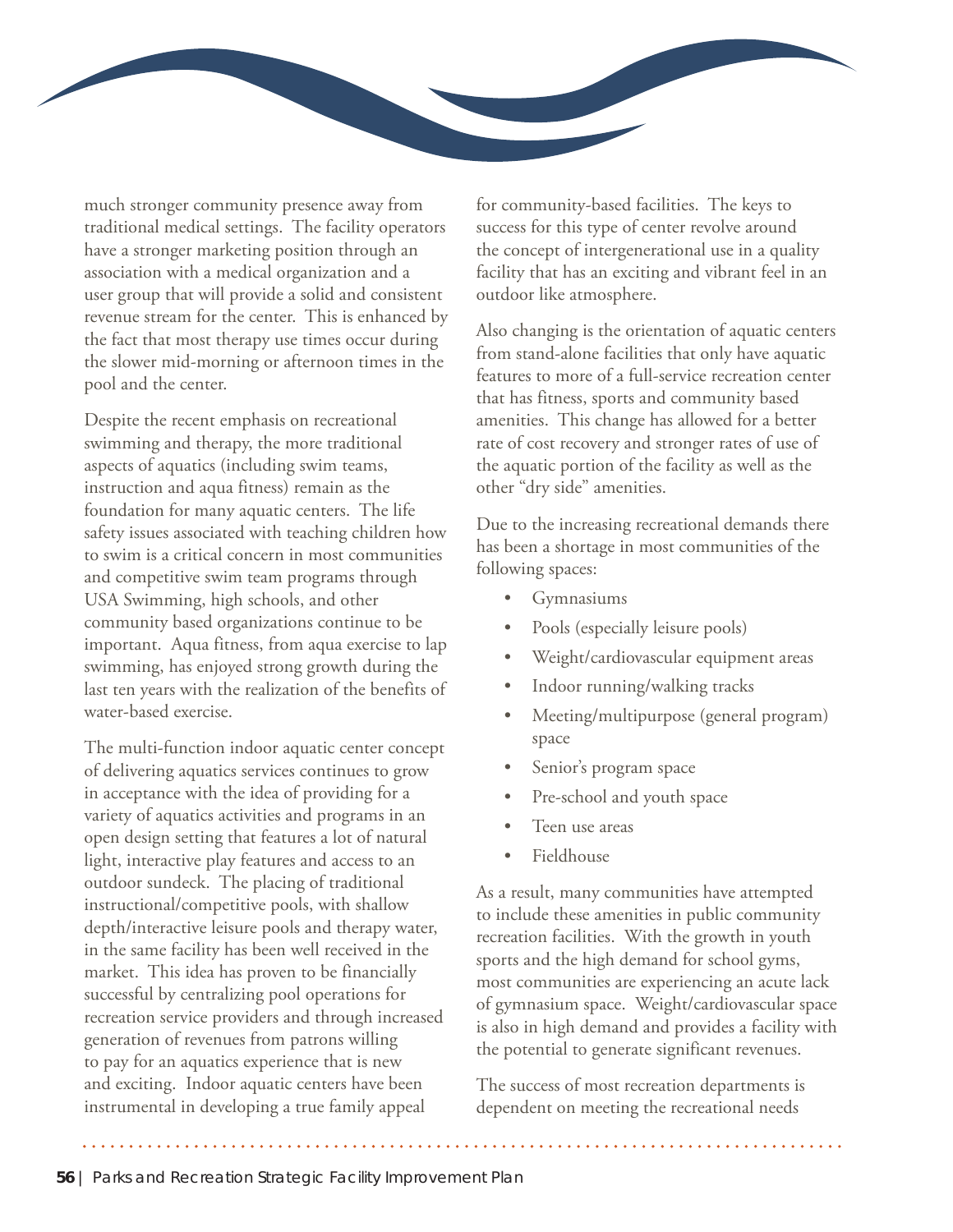much stronger community presence away from traditional medical settings. The facility operators have a stronger marketing position through an association with a medical organization and a user group that will provide a solid and consistent revenue stream for the center. This is enhanced by the fact that most therapy use times occur during the slower mid-morning or afternoon times in the pool and the center.

Despite the recent emphasis on recreational swimming and therapy, the more traditional aspects of aquatics (including swim teams, instruction and aqua fitness) remain as the foundation for many aquatic centers. The life safety issues associated with teaching children how to swim is a critical concern in most communities and competitive swim team programs through USA Swimming, high schools, and other community based organizations continue to be important. Aqua fitness, from aqua exercise to lap swimming, has enjoyed strong growth during the last ten years with the realization of the benefits of water-based exercise.

The multi-function indoor aquatic center concept of delivering aquatics services continues to grow in acceptance with the idea of providing for a variety of aquatics activities and programs in an open design setting that features a lot of natural light, interactive play features and access to an outdoor sundeck. The placing of traditional instructional/competitive pools, with shallow depth/interactive leisure pools and therapy water, in the same facility has been well received in the market. This idea has proven to be financially successful by centralizing pool operations for recreation service providers and through increased generation of revenues from patrons willing to pay for an aquatics experience that is new and exciting. Indoor aquatic centers have been instrumental in developing a true family appeal for community-based facilities. The keys to success for this type of center revolve around the concept of intergenerational use in a quality facility that has an exciting and vibrant feel in an outdoor like atmosphere.

Also changing is the orientation of aquatic centers from stand-alone facilities that only have aquatic features to more of a full-service recreation center that has fitness, sports and community based amenities. This change has allowed for a better rate of cost recovery and stronger rates of use of the aquatic portion of the facility as well as the other "dry side" amenities.

Due to the increasing recreational demands there has been a shortage in most communities of the following spaces:

- Gymnasiums
- Pools (especially leisure pools)
- Weight/cardiovascular equipment areas
- Indoor running/walking tracks
- Meeting/multipurpose (general program) space
- Senior's program space
- Pre-school and youth space
- Teen use areas
- Fieldhouse

As a result, many communities have attempted to include these amenities in public community recreation facilities. With the growth in youth sports and the high demand for school gyms, most communities are experiencing an acute lack of gymnasium space. Weight/cardiovascular space is also in high demand and provides a facility with the potential to generate significant revenues.

The success of most recreation departments is dependent on meeting the recreational needs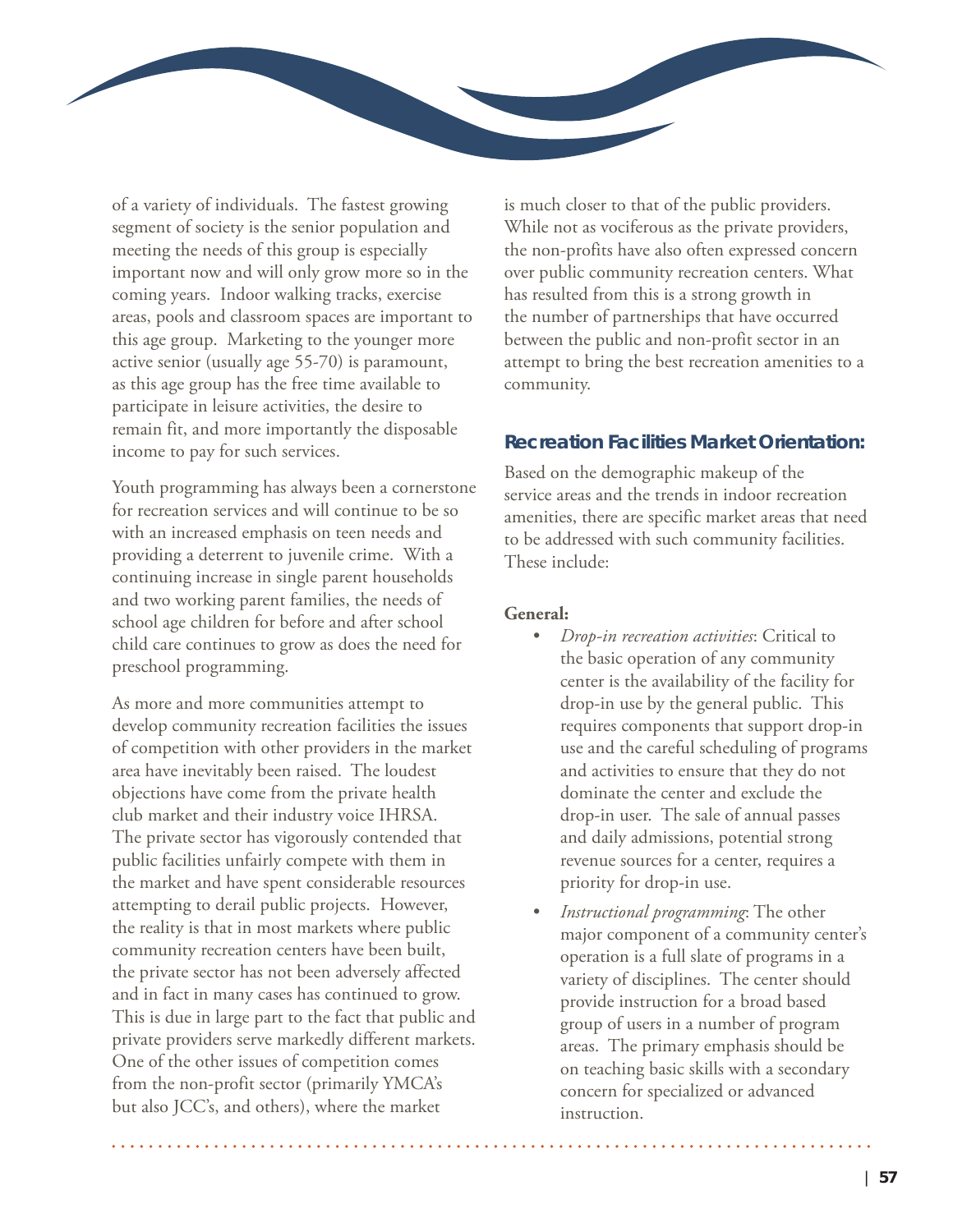of a variety of individuals. The fastest growing segment of society is the senior population and meeting the needs of this group is especially important now and will only grow more so in the coming years. Indoor walking tracks, exercise areas, pools and classroom spaces are important to this age group. Marketing to the younger more active senior (usually age 55-70) is paramount, as this age group has the free time available to participate in leisure activities, the desire to remain fit, and more importantly the disposable income to pay for such services.

Youth programming has always been a cornerstone for recreation services and will continue to be so with an increased emphasis on teen needs and providing a deterrent to juvenile crime. With a continuing increase in single parent households and two working parent families, the needs of school age children for before and after school child care continues to grow as does the need for preschool programming.

As more and more communities attempt to develop community recreation facilities the issues of competition with other providers in the market area have inevitably been raised. The loudest objections have come from the private health club market and their industry voice IHRSA. The private sector has vigorously contended that public facilities unfairly compete with them in the market and have spent considerable resources attempting to derail public projects. However, the reality is that in most markets where public community recreation centers have been built, the private sector has not been adversely affected and in fact in many cases has continued to grow. This is due in large part to the fact that public and private providers serve markedly different markets. One of the other issues of competition comes from the non-profit sector (primarily YMCA's but also JCC's, and others), where the market is much closer to that of the public providers. While not as vociferous as the private providers, the non-profits have also often expressed concern over public community recreation centers. What has resulted from this is a strong growth in the number of partnerships that have occurred between the public and non-profit sector in an attempt to bring the best recreation amenities to a community.

### Recreation Facilities Market Orientation:

Based on the demographic makeup of the service areas and the trends in indoor recreation amenities, there are specific market areas that need to be addressed with such community facilities. These include:

**General:**

- *Drop-in recreation activities*: Critical to the basic operation of any community center is the availability of the facility for drop-in use by the general public. This requires components that support drop-in use and the careful scheduling of programs and activities to ensure that they do not dominate the center and exclude the drop-in user. The sale of annual passes and daily admissions, potential strong revenue sources for a center, requires a priority for drop-in use.
- *Instructional programming*: The other major component of a community center's operation is a full slate of programs in a variety of disciplines. The center should provide instruction for a broad based group of users in a number of program areas. The primary emphasis should be on teaching basic skills with a secondary concern for specialized or advanced instruction.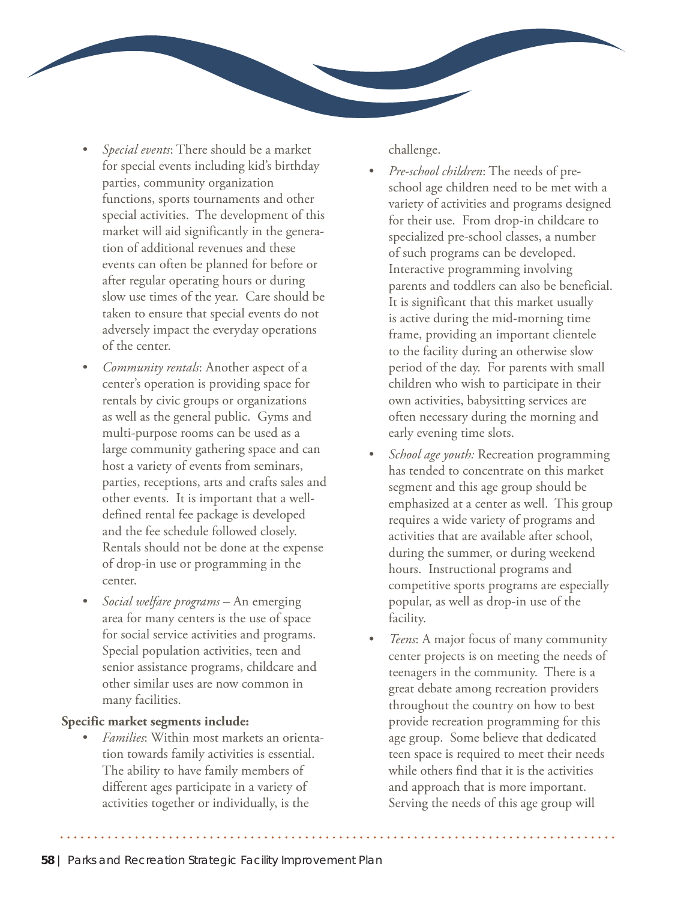- *Special events*: There should be a market for special events including kid's birthday parties, community organization functions, sports tournaments and other special activities. The development of this market will aid significantly in the generation of additional revenues and these events can often be planned for before or after regular operating hours or during slow use times of the year. Care should be taken to ensure that special events do not adversely impact the everyday operations of the center.
- *Community rentals*: Another aspect of a center's operation is providing space for rentals by civic groups or organizations as well as the general public. Gyms and multi-purpose rooms can be used as a large community gathering space and can host a variety of events from seminars, parties, receptions, arts and crafts sales and other events. It is important that a well-defined rental fee package is developed and the fee schedule followed closely. Rentals should not be done at the expense of drop-in use or programming in the center.
- *Social welfare programs* – An emerging area for many centers is the use of space for social service activities and programs. Special population activities, teen and senior assistance programs, childcare and other similar uses are now common in many facilities.

**Specific market segments include:**

- *Families*: Within most markets an orientation towards family activities is essential. The ability to have family members of different ages participate in a variety of activities together or individually, is the challenge.
- *Pre-school children*: The needs of pre-school age children need to be met with a variety of activities and programs designed for their use. From drop-in childcare to specialized pre-school classes, a number of such programs can be developed. Interactive programming involving parents and toddlers can also be beneficial. It is significant that this market usually is active during the mid-morning time frame, providing an important clientele to the facility during an otherwise slow period of the day. For parents with small children who wish to participate in their own activities, babysitting services are often necessary during the morning and early evening time slots.
- *School age youth:* Recreation programming has tended to concentrate on this market segment and this age group should be emphasized at a center as well. This group requires a wide variety of programs and activities that are available after school, during the summer, or during weekend hours. Instructional programs and competitive sports programs are especially popular, as well as drop-in use of the facility.
- *Teens*: A major focus of many community center projects is on meeting the needs of teenagers in the community. There is a great debate among recreation providers throughout the country on how to best provide recreation programming for this age group. Some believe that dedicated teen space is required to meet their needs while others find that it is the activities and approach that is more important. Serving the needs of this age group will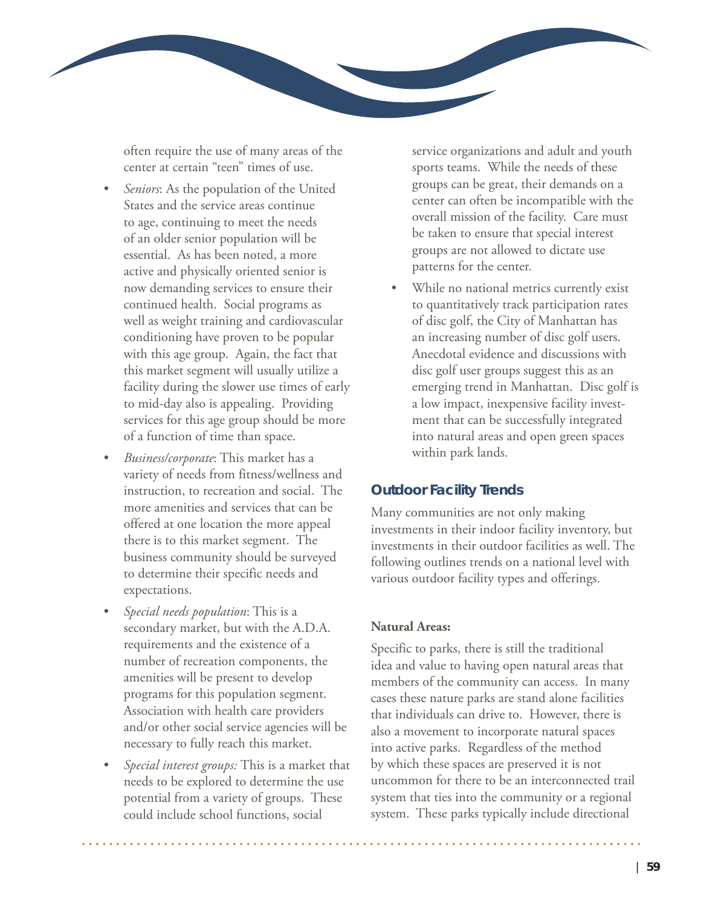often require the use of many areas of the center at certain "teen" times of use.

- *Seniors*: As the population of the United States and the service areas continue to age, continuing to meet the needs of an older senior population will be essential. As has been noted, a more active and physically oriented senior is now demanding services to ensure their continued health. Social programs as well as weight training and cardiovascular conditioning have proven to be popular with this age group. Again, the fact that this market segment will usually utilize a facility during the slower use times of early to mid-day also is appealing. Providing services for this age group should be more of a function of time than space.
- *Business/corporate*: This market has a variety of needs from fitness/wellness and instruction, to recreation and social. The more amenities and services that can be offered at one location the more appeal there is to this market segment. The business community should be surveyed to determine their specific needs and expectations.
- *Special needs population*: This is a secondary market, but with the A.D.A. requirements and the existence of a number of recreation components, the amenities will be present to develop programs for this population segment. Association with health care providers and/or other social service agencies will be necessary to fully reach this market.
- *Special interest groups:* This is a market that needs to be explored to determine the use potential from a variety of groups. These could include school functions, social service organizations and adult and youth sports teams. While the needs of these groups can be great, their demands on a center can often be incompatible with the overall mission of the facility. Care must be taken to ensure that special interest groups are not allowed to dictate use patterns for the center.
- While no national metrics currently exist to quantitatively track participation rates of disc golf, the City of Manhattan has an increasing number of disc golf users. Anecdotal evidence and discussions with disc golf user groups suggest this as an emerging trend in Manhattan. Disc golf is a low impact, inexpensive facility investment that can be successfully integrated into natural areas and open green spaces within park lands.

## Outdoor Facility Trends

Many communities are not only making investments in their indoor facility inventory, but investments in their outdoor facilities as well. The following outlines trends on a national level with various outdoor facility types and offerings.

**Natural Areas:**

Specific to parks, there is still the traditional idea and value to having open natural areas that members of the community can access. In many cases these nature parks are stand alone facilities that individuals can drive to. However, there is also a movement to incorporate natural spaces into active parks. Regardless of the method by which these spaces are preserved it is not uncommon for there to be an interconnected trail system that ties into the community or a regional system. These parks typically include directional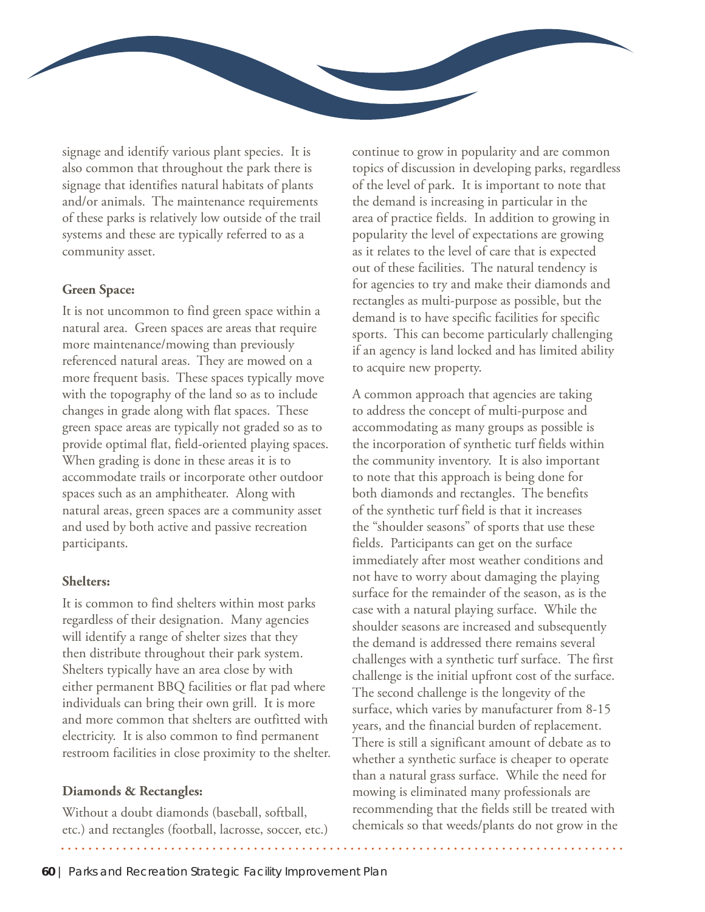signage and identify various plant species. It is also common that throughout the park there is signage that identifies natural habitats of plants and/or animals. The maintenance requirements of these parks is relatively low outside of the trail systems and these are typically referred to as a community asset.

**Green Space:**

It is not uncommon to find green space within a natural area. Green spaces are areas that require more maintenance/mowing than previously referenced natural areas. They are mowed on a more frequent basis. These spaces typically move with the topography of the land so as to include changes in grade along with flat spaces. These green space areas are typically not graded so as to provide optimal flat, field-oriented playing spaces. When grading is done in these areas it is to accommodate trails or incorporate other outdoor spaces such as an amphitheater. Along with natural areas, green spaces are a community asset and used by both active and passive recreation participants.

**Shelters:**

It is common to find shelters within most parks regardless of their designation. Many agencies will identify a range of shelter sizes that they then distribute throughout their park system. Shelters typically have an area close by with either permanent BBQ facilities or flat pad where individuals can bring their own grill. It is more and more common that shelters are outfitted with electricity. It is also common to find permanent restroom facilities in close proximity to the shelter.

**Diamonds & Rectangles:**

Without a doubt diamonds (baseball, softball, etc.) and rectangles (football, lacrosse, soccer, etc.) continue to grow in popularity and are common topics of discussion in developing parks, regardless of the level of park. It is important to note that the demand is increasing in particular in the area of practice fields. In addition to growing in popularity the level of expectations are growing as it relates to the level of care that is expected out of these facilities. The natural tendency is for agencies to try and make their diamonds and rectangles as multi-purpose as possible, but the demand is to have specific facilities for specific sports. This can become particularly challenging if an agency is land locked and has limited ability to acquire new property.

A common approach that agencies are taking to address the concept of multi-purpose and accommodating as many groups as possible is the incorporation of synthetic turf fields within the community inventory. It is also important to note that this approach is being done for both diamonds and rectangles. The benefits of the synthetic turf field is that it increases the "shoulder seasons" of sports that use these fields. Participants can get on the surface immediately after most weather conditions and not have to worry about damaging the playing surface for the remainder of the season, as is the case with a natural playing surface. While the shoulder seasons are increased and subsequently the demand is addressed there remains several challenges with a synthetic turf surface. The first challenge is the initial upfront cost of the surface. The second challenge is the longevity of the surface, which varies by manufacturer from 8-15 years, and the financial burden of replacement. There is still a significant amount of debate as to whether a synthetic surface is cheaper to operate than a natural grass surface. While the need for mowing is eliminated many professionals are recommending that the fields still be treated with chemicals so that weeds/plants do not grow in the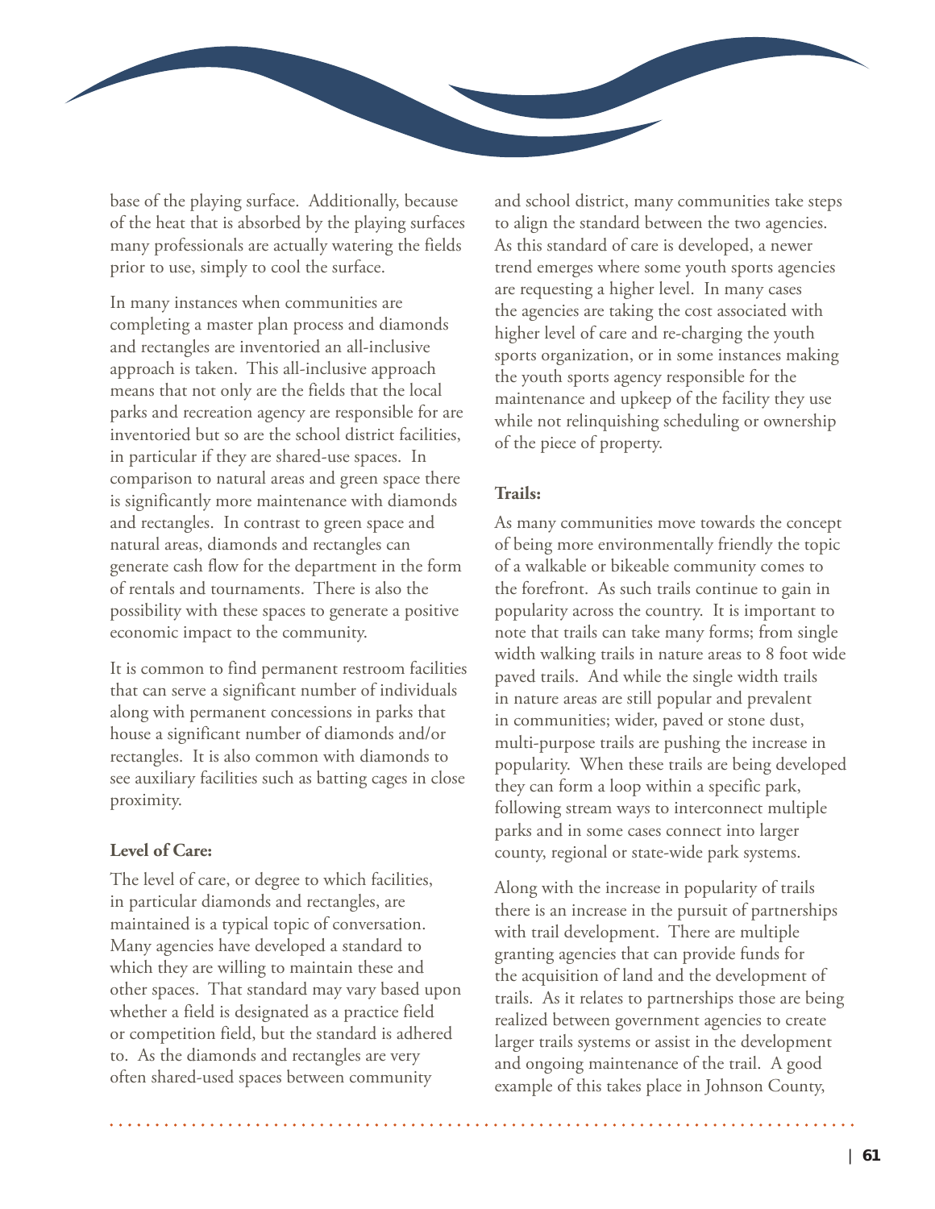base of the playing surface. Additionally, because of the heat that is absorbed by the playing surfaces many professionals are actually watering the fields prior to use, simply to cool the surface.

In many instances when communities are completing a master plan process and diamonds and rectangles are inventoried an all-inclusive approach is taken. This all-inclusive approach means that not only are the fields that the local parks and recreation agency are responsible for are inventoried but so are the school district facilities, in particular if they are shared-use spaces. In comparison to natural areas and green space there is significantly more maintenance with diamonds and rectangles. In contrast to green space and natural areas, diamonds and rectangles can generate cash flow for the department in the form of rentals and tournaments. There is also the possibility with these spaces to generate a positive economic impact to the community.

It is common to find permanent restroom facilities that can serve a significant number of individuals along with permanent concessions in parks that house a significant number of diamonds and/or rectangles. It is also common with diamonds to see auxiliary facilities such as batting cages in close proximity.

**Level of Care:**

The level of care, or degree to which facilities, in particular diamonds and rectangles, are maintained is a typical topic of conversation. Many agencies have developed a standard to which they are willing to maintain these and other spaces. That standard may vary based upon whether a field is designated as a practice field or competition field, but the standard is adhered to. As the diamonds and rectangles are very often shared-used spaces between community and school district, many communities take steps to align the standard between the two agencies. As this standard of care is developed, a newer trend emerges where some youth sports agencies are requesting a higher level. In many cases the agencies are taking the cost associated with higher level of care and re-charging the youth sports organization, or in some instances making the youth sports agency responsible for the maintenance and upkeep of the facility they use while not relinquishing scheduling or ownership of the piece of property.

**Trails:**

As many communities move towards the concept of being more environmentally friendly the topic of a walkable or bikeable community comes to the forefront. As such trails continue to gain in popularity across the country. It is important to note that trails can take many forms; from single width walking trails in nature areas to 8 foot wide paved trails. And while the single width trails in nature areas are still popular and prevalent in communities; wider, paved or stone dust, multi-purpose trails are pushing the increase in popularity. When these trails are being developed they can form a loop within a specific park, following stream ways to interconnect multiple parks and in some cases connect into larger county, regional or state-wide park systems.

Along with the increase in popularity of trails there is an increase in the pursuit of partnerships with trail development. There are multiple granting agencies that can provide funds for the acquisition of land and the development of trails. As it relates to partnerships those are being realized between government agencies to create larger trails systems or assist in the development and ongoing maintenance of the trail. A good example of this takes place in Johnson County,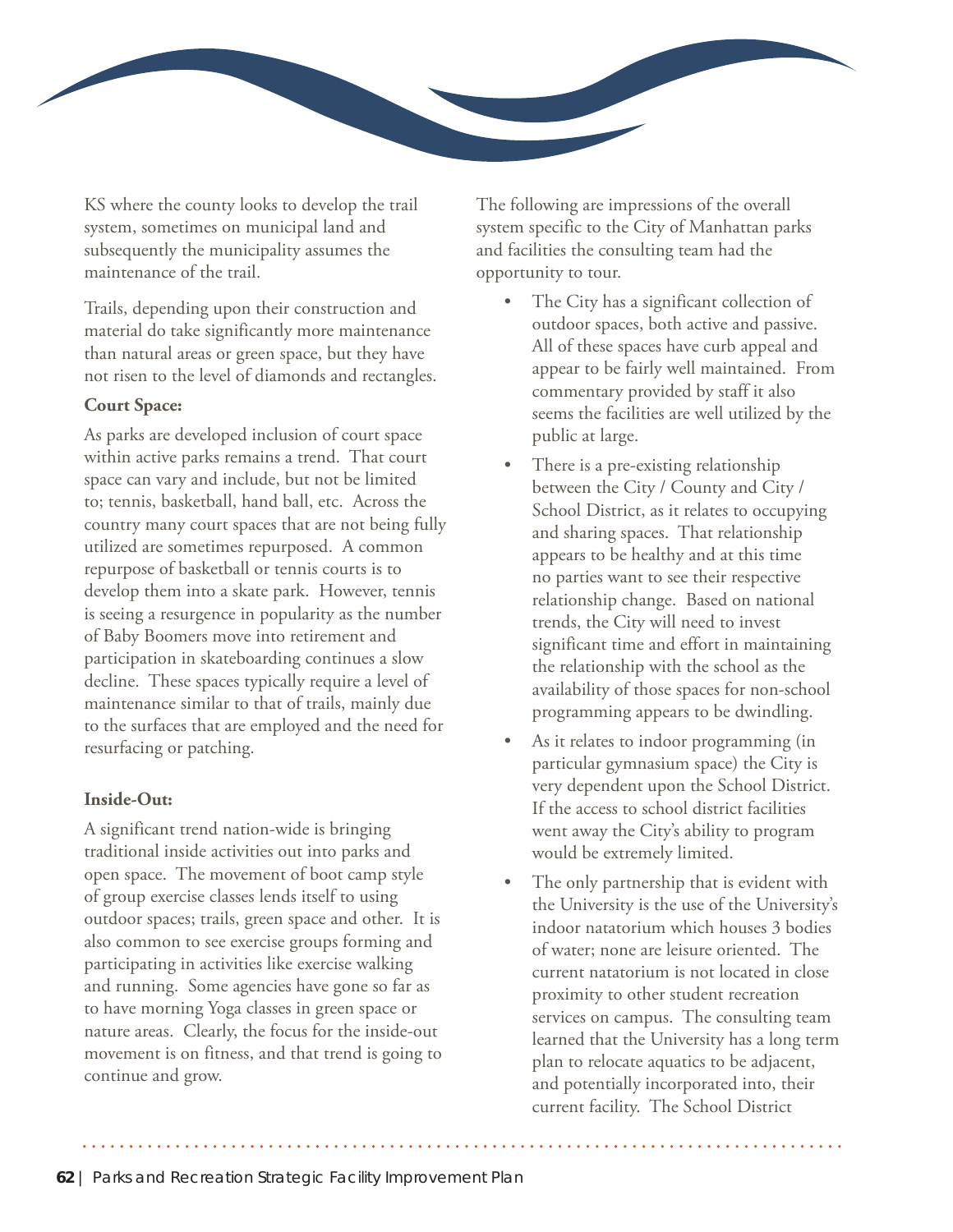KS where the county looks to develop the trail system, sometimes on municipal land and subsequently the municipality assumes the maintenance of the trail.

Trails, depending upon their construction and material do take significantly more maintenance than natural areas or green space, but they have not risen to the level of diamonds and rectangles.

**Court Space:**

As parks are developed inclusion of court space within active parks remains a trend. That court space can vary and include, but not be limited to; tennis, basketball, hand ball, etc. Across the country many court spaces that are not being fully utilized are sometimes repurposed. A common repurpose of basketball or tennis courts is to develop them into a skate park. However, tennis is seeing a resurgence in popularity as the number of Baby Boomers move into retirement and participation in skateboarding continues a slow decline. These spaces typically require a level of maintenance similar to that of trails, mainly due to the surfaces that are employed and the need for resurfacing or patching.

**Inside-Out:**

A significant trend nation-wide is bringing traditional inside activities out into parks and open space. The movement of boot camp style of group exercise classes lends itself to using outdoor spaces; trails, green space and other. It is also common to see exercise groups forming and participating in activities like exercise walking and running. Some agencies have gone so far as to have morning Yoga classes in green space or nature areas. Clearly, the focus for the inside-out movement is on fitness, and that trend is going to continue and grow.

The following are impressions of the overall system specific to the City of Manhattan parks and facilities the consulting team had the opportunity to tour.

- The City has a significant collection of outdoor spaces, both active and passive. All of these spaces have curb appeal and appear to be fairly well maintained. From commentary provided by staff it also seems the facilities are well utilized by the public at large.
- There is a pre-existing relationship between the City / County and City / School District, as it relates to occupying and sharing spaces. That relationship appears to be healthy and at this time no parties want to see their respective relationship change. Based on national trends, the City will need to invest significant time and effort in maintaining the relationship with the school as the availability of those spaces for non-school programming appears to be dwindling.
- As it relates to indoor programming (in particular gymnasium space) the City is very dependent upon the School District. If the access to school district facilities went away the City's ability to program would be extremely limited.
- The only partnership that is evident with the University is the use of the University's indoor natatorium which houses 3 bodies of water; none are leisure oriented. The current natatorium is not located in close proximity to other student recreation services on campus. The consulting team learned that the University has a long term plan to relocate aquatics to be adjacent, and potentially incorporated into, their current facility. The School District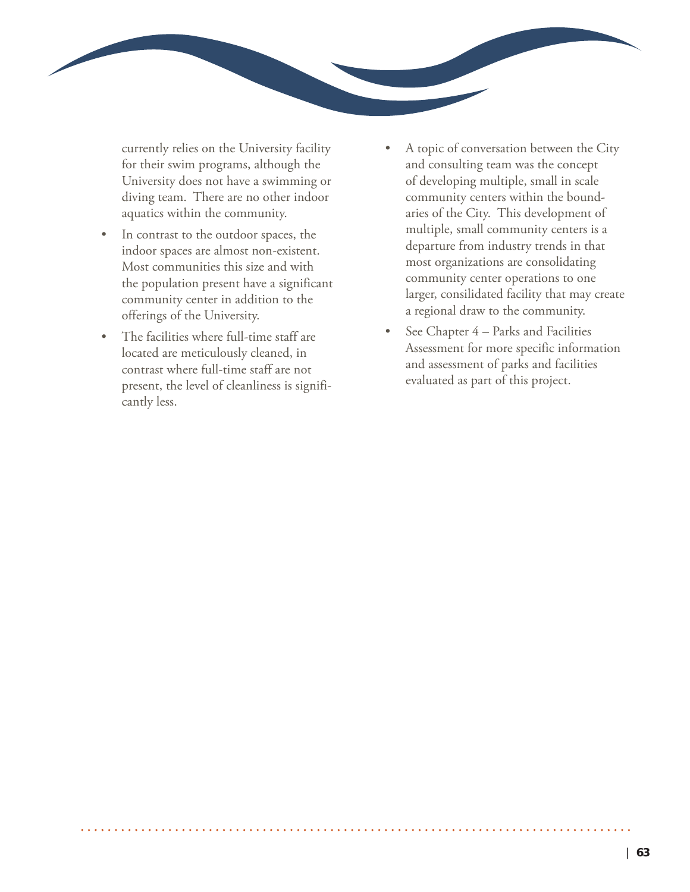currently relies on the University facility for their swim programs, although the University does not have a swimming or diving team. There are no other indoor aquatics within the community.

- In contrast to the outdoor spaces, the indoor spaces are almost non-existent. Most communities this size and with the population present have a significant community center in addition to the offerings of the University.
- The facilities where full-time staff are located are meticulously cleaned, in contrast where full-time staff are not present, the level of cleanliness is significantly less.
- A topic of conversation between the City and consulting team was the concept of developing multiple, small in scale community centers within the boundaries of the City. This development of multiple, small community centers is a departure from industry trends in that most organizations are consolidating community center operations to one larger, consilidated facility that may create a regional draw to the community.
- See Chapter 4 – Parks and Facilities Assessment for more specific information and assessment of parks and facilities evaluated as part of this project.